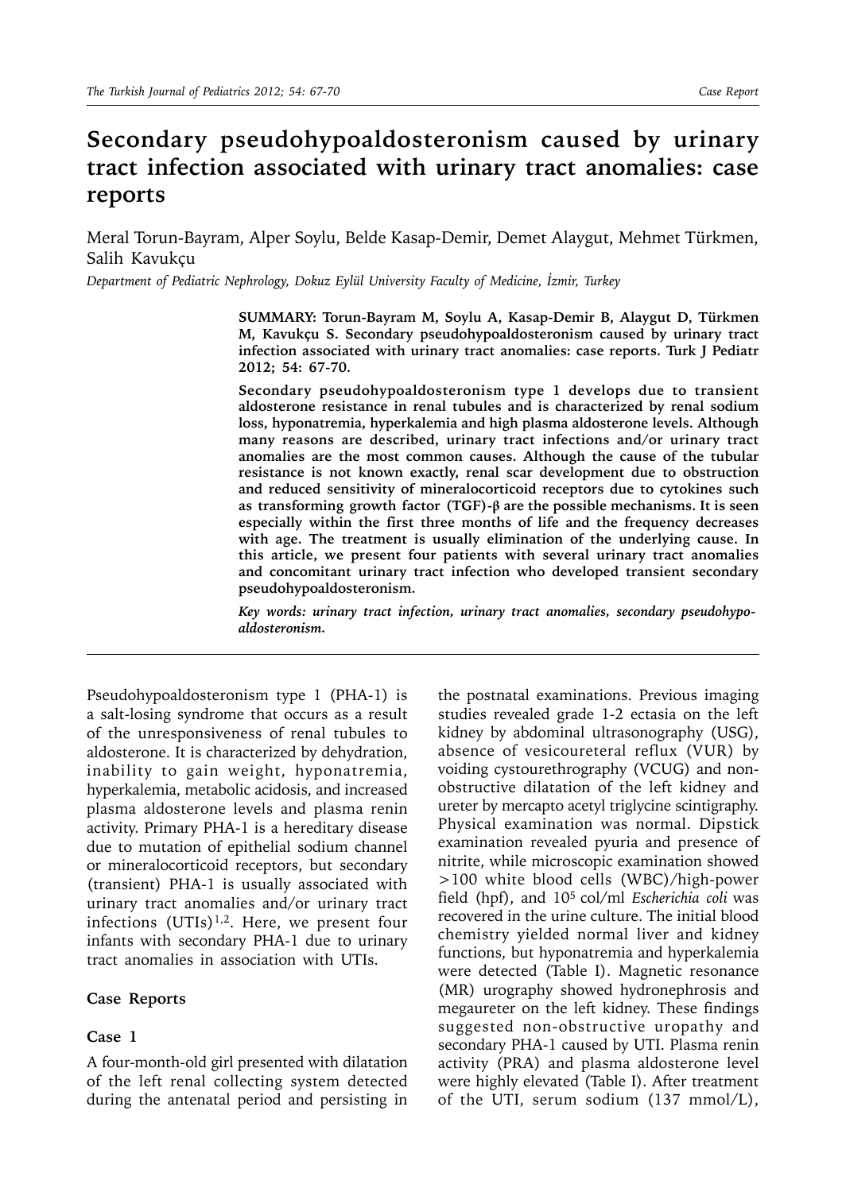# Secondary pseudohypoaldosteronism caused by urinary tract infection associated with urinary tract anomalies: case reports

Meral Torun-Bayram, Alper Soylu, Belde Kasap-Demir, Demet Alaygut, Mehmet Türkmen, Salih Kavukçu

*Department of Pediatric Nephrology, Dokuz Eylül University Faculty of Medicine, İzmir, Turkey*

**SUMMARY: Torun-Bayram M, Soylu A, Kasap-Demir B, Alaygut D, Türkmen M, Kavukçu S. Secondary pseudohypoaldosteronism caused by urinary tract infection associated with urinary tract anomalies: case reports. Turk J Pediatr 2012; 54: 67-70.**

**Secondary pseudohypoaldosteronism type 1 develops due to transient aldosterone resistance in renal tubules and is characterized by renal sodium loss, hyponatremia, hyperkalemia and high plasma aldosterone levels. Although many reasons are described, urinary tract infections and/or urinary tract anomalies are the most common causes. Although the cause of the tubular resistance is not known exactly, renal scar development due to obstruction and reduced sensitivity of mineralocorticoid receptors due to cytokines such as transforming growth factor (TGF)-β are the possible mechanisms. It is seen especially within the first three months of life and the frequency decreases with age. The treatment is usually elimination of the underlying cause. In this article, we present four patients with several urinary tract anomalies and concomitant urinary tract infection who developed transient secondary pseudohypoaldosteronism.**

***Key words: urinary tract infection, urinary tract anomalies, secondary pseudohypoaldosteronism.***

Pseudohypoaldosteronism type 1 (PHA-1) is a salt-losing syndrome that occurs as a result of the unresponsiveness of renal tubules to aldosterone. It is characterized by dehydration, inability to gain weight, hyponatremia, hyperkalemia, metabolic acidosis, and increased plasma aldosterone levels and plasma renin activity. Primary PHA-1 is a hereditary disease due to mutation of epithelial sodium channel or mineralocorticoid receptors, but secondary (transient) PHA-1 is usually associated with urinary tract anomalies and/or urinary tract infections (UTIs)[1,2]. Here, we present four infants with secondary PHA-1 due to urinary tract anomalies in association with UTIs.

## Case Reports

### Case 1

A four-month-old girl presented with dilatation of the left renal collecting system detected during the antenatal period and persisting in the postnatal examinations. Previous imaging studies revealed grade 1-2 ectasia on the left kidney by abdominal ultrasonography (USG), absence of vesicoureteral reflux (VUR) by voiding cystourethrography (VCUG) and non-obstructive dilatation of the left kidney and ureter by mercapto acetyl triglycine scintigraphy. Physical examination was normal. Dipstick examination revealed pyuria and presence of nitrite, while microscopic examination showed >100 white blood cells (WBC)/high-power field (hpf), and $10^5$ col/ml *Escherichia coli* was recovered in the urine culture. The initial blood chemistry yielded normal liver and kidney functions, but hyponatremia and hyperkalemia were detected (Table I). Magnetic resonance (MR) urography showed hydronephrosis and megaureter on the left kidney. These findings suggested non-obstructive uropathy and secondary PHA-1 caused by UTI. Plasma renin activity (PRA) and plasma aldosterone level were highly elevated (Table I). After treatment of the UTI, serum sodium (137 mmol/L),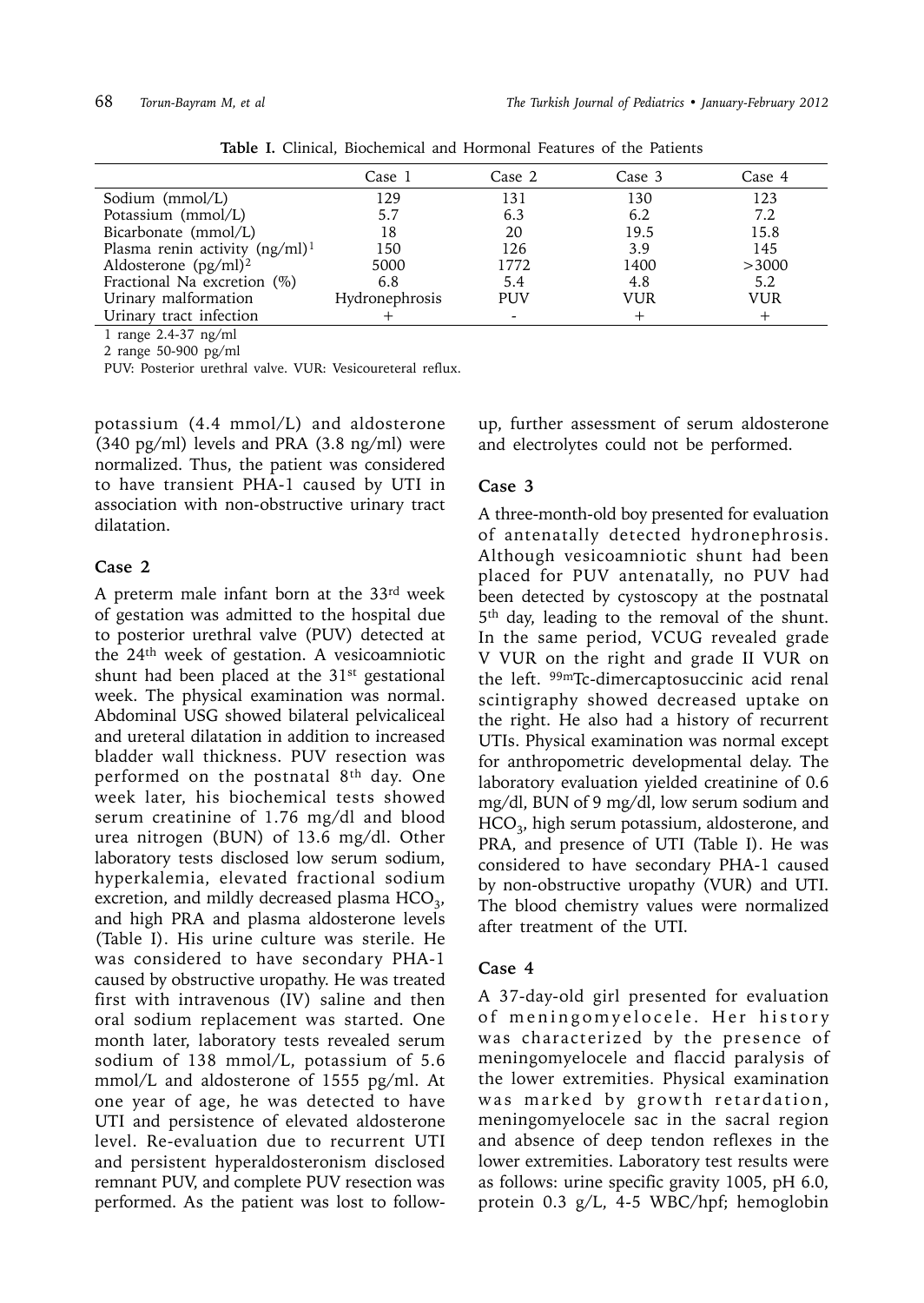**Table I.** Clinical, Biochemical and Hormonal Features of the Patients

| | Case 1 | Case 2 | Case 3 | Case 4 |
|---|---|---|---|---|
| Sodium (mmol/L) | 129 | 131 | 130 | 123 |
| Potassium (mmol/L) | 5.7 | 6.3 | 6.2 | 7.2 |
| Bicarbonate (mmol/L) | 18 | 20 | 19.5 | 15.8 |
| Plasma renin activity (ng/ml)[1] | 150 | 126 | 3.9 | 145 |
| Aldosterone (pg/ml)[2] | 5000 | 1772 | 1400 | >3000 |
| Fractional Na excretion (%) | 6.8 | 5.4 | 4.8 | 5.2 |
| Urinary malformation | Hydronephrosis | PUV | VUR | VUR |
| Urinary tract infection | + | - | + | + |

1 range 2.4-37 ng/ml

2 range 50-900 pg/ml

PUV: Posterior urethral valve. VUR: Vesicoureteral reflux.

potassium (4.4 mmol/L) and aldosterone (340 pg/ml) levels and PRA (3.8 ng/ml) were normalized. Thus, the patient was considered to have transient PHA-1 caused by UTI in association with non-obstructive urinary tract dilatation.

## Case 2

A preterm male infant born at the 33rd week of gestation was admitted to the hospital due to posterior urethral valve (PUV) detected at the 24th week of gestation. A vesicoamniotic shunt had been placed at the 31st gestational week. The physical examination was normal. Abdominal USG showed bilateral pelvicaliceal and ureteral dilatation in addition to increased bladder wall thickness. PUV resection was performed on the postnatal 8th day. One week later, his biochemical tests showed serum creatinine of 1.76 mg/dl and blood urea nitrogen (BUN) of 13.6 mg/dl. Other laboratory tests disclosed low serum sodium, hyperkalemia, elevated fractional sodium excretion, and mildly decreased plasma $HCO_3$, and high PRA and plasma aldosterone levels (Table I). His urine culture was sterile. He was considered to have secondary PHA-1 caused by obstructive uropathy. He was treated first with intravenous (IV) saline and then oral sodium replacement was started. One month later, laboratory tests revealed serum sodium of 138 mmol/L, potassium of 5.6 mmol/L and aldosterone of 1555 pg/ml. At one year of age, he was detected to have UTI and persistence of elevated aldosterone level. Re-evaluation due to recurrent UTI and persistent hyperaldosteronism disclosed remnant PUV, and complete PUV resection was performed. As the patient was lost to follow-up, further assessment of serum aldosterone and electrolytes could not be performed.

## Case 3

A three-month-old boy presented for evaluation of antenatally detected hydronephrosis. Although vesicoamniotic shunt had been placed for PUV antenatally, no PUV had been detected by cystoscopy at the postnatal 5th day, leading to the removal of the shunt. In the same period, VCUG revealed grade V VUR on the right and grade II VUR on the left. 99mTc-dimercaptosuccinic acid renal scintigraphy showed decreased uptake on the right. He also had a history of recurrent UTIs. Physical examination was normal except for anthropometric developmental delay. The laboratory evaluation yielded creatinine of 0.6 mg/dl, BUN of 9 mg/dl, low serum sodium and $HCO_3$, high serum potassium, aldosterone, and PRA, and presence of UTI (Table I). He was considered to have secondary PHA-1 caused by non-obstructive uropathy (VUR) and UTI. The blood chemistry values were normalized after treatment of the UTI.

## Case 4

A 37-day-old girl presented for evaluation of meningomyelocele. Her history was characterized by the presence of meningomyelocele and flaccid paralysis of the lower extremities. Physical examination was marked by growth retardation, meningomyelocele sac in the sacral region and absence of deep tendon reflexes in the lower extremities. Laboratory test results were as follows: urine specific gravity 1005, pH 6.0, protein 0.3 g/L, 4-5 WBC/hpf; hemoglobin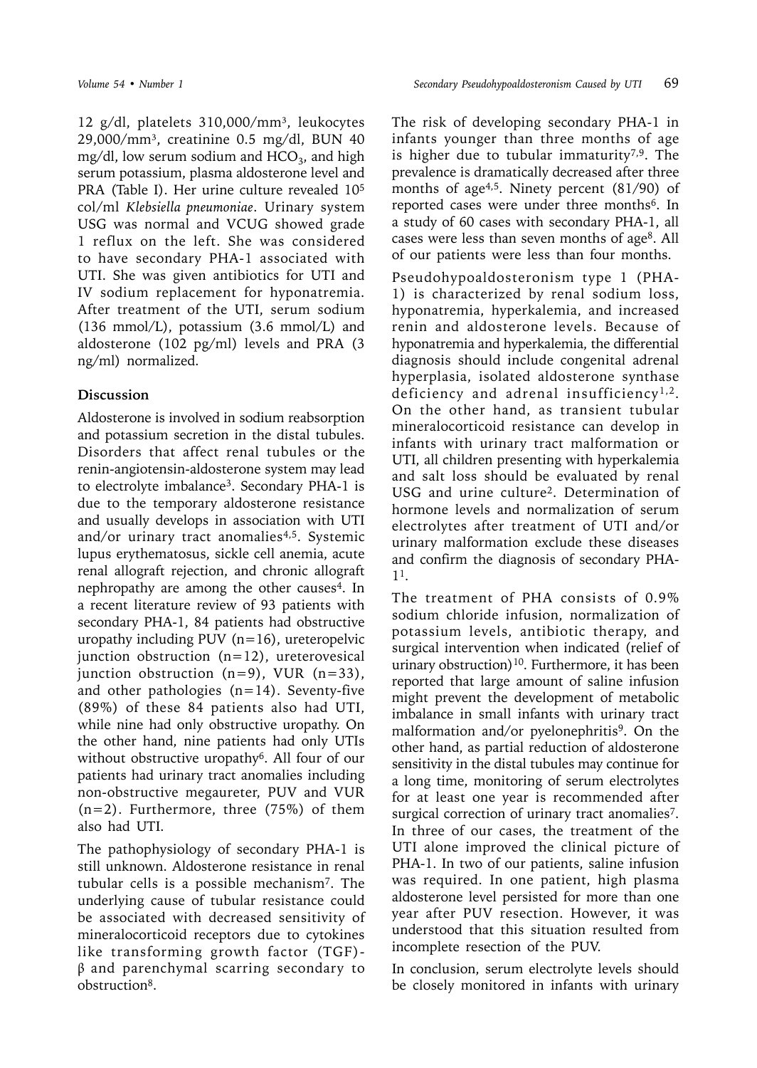12 g/dl, platelets 310,000/mm$^3$, leukocytes 29,000/mm$^3$, creatinine 0.5 mg/dl, BUN 40 mg/dl, low serum sodium and $HCO_3$, and high serum potassium, plasma aldosterone level and PRA (Table I). Her urine culture revealed $10^5$ col/ml *Klebsiella pneumoniae*. Urinary system USG was normal and VCUG showed grade 1 reflux on the left. She was considered to have secondary PHA-1 associated with UTI. She was given antibiotics for UTI and IV sodium replacement for hyponatremia. After treatment of the UTI, serum sodium (136 mmol/L), potassium (3.6 mmol/L) and aldosterone (102 pg/ml) levels and PRA (3 ng/ml) normalized.

## Discussion

Aldosterone is involved in sodium reabsorption and potassium secretion in the distal tubules. Disorders that affect renal tubules or the renin-angiotensin-aldosterone system may lead to electrolyte imbalance[3]. Secondary PHA-1 is due to the temporary aldosterone resistance and usually develops in association with UTI and/or urinary tract anomalies[4,5]. Systemic lupus erythematosus, sickle cell anemia, acute renal allograft rejection, and chronic allograft nephropathy are among the other causes[4]. In a recent literature review of 93 patients with secondary PHA-1, 84 patients had obstructive uropathy including PUV (n=16), ureteropelvic junction obstruction (n=12), ureterovesical junction obstruction (n=9), VUR (n=33), and other pathologies (n=14). Seventy-five (89%) of these 84 patients also had UTI, while nine had only obstructive uropathy. On the other hand, nine patients had only UTIs without obstructive uropathy[6]. All four of our patients had urinary tract anomalies including non-obstructive megaureter, PUV and VUR (n=2). Furthermore, three (75%) of them also had UTI.

The pathophysiology of secondary PHA-1 is still unknown. Aldosterone resistance in renal tubular cells is a possible mechanism[7]. The underlying cause of tubular resistance could be associated with decreased sensitivity of mineralocorticoid receptors due to cytokines like transforming growth factor (TGF)-β and parenchymal scarring secondary to obstruction[8].

The risk of developing secondary PHA-1 in infants younger than three months of age is higher due to tubular immaturity[7,9]. The prevalence is dramatically decreased after three months of age[4,5]. Ninety percent (81/90) of reported cases were under three months[6]. In a study of 60 cases with secondary PHA-1, all cases were less than seven months of age[8]. All of our patients were less than four months.

Pseudohypoaldosteronism type 1 (PHA-1) is characterized by renal sodium loss, hyponatremia, hyperkalemia, and increased renin and aldosterone levels. Because of hyponatremia and hyperkalemia, the differential diagnosis should include congenital adrenal hyperplasia, isolated aldosterone synthase deficiency and adrenal insufficiency[1,2]. On the other hand, as transient tubular mineralocorticoid resistance can develop in infants with urinary tract malformation or UTI, all children presenting with hyperkalemia and salt loss should be evaluated by renal USG and urine culture[2]. Determination of hormone levels and normalization of serum electrolytes after treatment of UTI and/or urinary malformation exclude these diseases and confirm the diagnosis of secondary PHA-1[1].

The treatment of PHA consists of 0.9% sodium chloride infusion, normalization of potassium levels, antibiotic therapy, and surgical intervention when indicated (relief of urinary obstruction)[10]. Furthermore, it has been reported that large amount of saline infusion might prevent the development of metabolic imbalance in small infants with urinary tract malformation and/or pyelonephritis[9]. On the other hand, as partial reduction of aldosterone sensitivity in the distal tubules may continue for a long time, monitoring of serum electrolytes for at least one year is recommended after surgical correction of urinary tract anomalies[7]. In three of our cases, the treatment of the UTI alone improved the clinical picture of PHA-1. In two of our patients, saline infusion was required. In one patient, high plasma aldosterone level persisted for more than one year after PUV resection. However, it was understood that this situation resulted from incomplete resection of the PUV.

In conclusion, serum electrolyte levels should be closely monitored in infants with urinary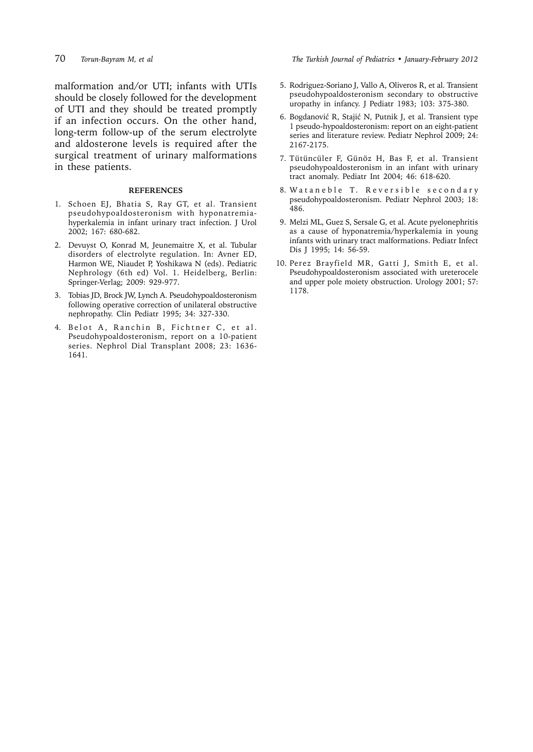malformation and/or UTI; infants with UTIs should be closely followed for the development of UTI and they should be treated promptly if an infection occurs. On the other hand, long-term follow-up of the serum electrolyte and aldosterone levels is required after the surgical treatment of urinary malformations in these patients.

## REFERENCES

1. Schoen EJ, Bhatia S, Ray GT, et al. Transient pseudohypoaldosteronism with hyponatremia-hyperkalemia in infant urinary tract infection. J Urol 2002; 167: 680-682.
2. Devuyst O, Konrad M, Jeunemaitre X, et al. Tubular disorders of electrolyte regulation. In: Avner ED, Harmon WE, Niaudet P, Yoshikawa N (eds). Pediatric Nephrology (6th ed) Vol. 1. Heidelberg, Berlin: Springer-Verlag; 2009: 929-977.
3. Tobias JD, Brock JW, Lynch A. Pseudohypoaldosteronism following operative correction of unilateral obstructive nephropathy. Clin Pediatr 1995; 34: 327-330.
4. Belot A, Ranchin B, Fichtner C, et al. Pseudohypoaldosteronism, report on a 10-patient series. Nephrol Dial Transplant 2008; 23: 1636-1641.
5. Rodriguez-Soriano J, Vallo A, Oliveros R, et al. Transient pseudohypoaldosteronism secondary to obstructive uropathy in infancy. J Pediatr 1983; 103: 375-380.
6. Bogdanović R, Stajić N, Putnik J, et al. Transient type 1 pseudo-hypoaldosteronism: report on an eight-patient series and literature review. Pediatr Nephrol 2009; 24: 2167-2175.
7. Tütüncüler F, Günöz H, Bas F, et al. Transient pseudohypoaldosteronism in an infant with urinary tract anomaly. Pediatr Int 2004; 46: 618-620.
8. Wataneble T. Reversible secondary pseudohypoaldosteronism. Pediatr Nephrol 2003; 18: 486.
9. Melzi ML, Guez S, Sersale G, et al. Acute pyelonephritis as a cause of hyponatremia/hyperkalemia in young infants with urinary tract malformations. Pediatr Infect Dis J 1995; 14: 56-59.
10. Perez Brayfield MR, Gatti J, Smith E, et al. Pseudohypoaldosteronism associated with ureterocele and upper pole moiety obstruction. Urology 2001; 57: 1178.